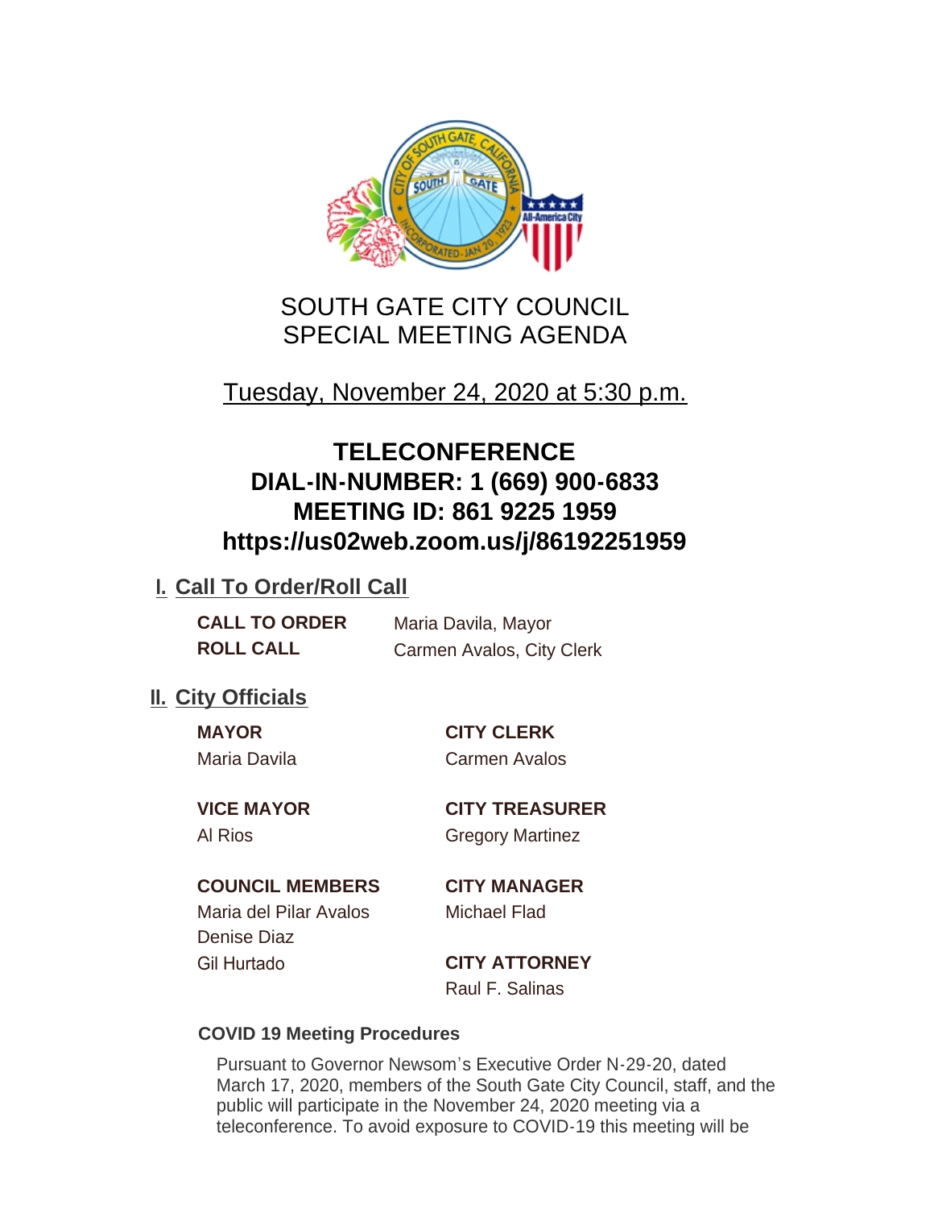# SOUTH GATE CITY COUNCIL
# SPECIAL MEETING AGENDA

Tuesday, November 24, 2020 at 5:30 p.m.

**TELECONFERENCE**
**DIAL-IN-NUMBER: 1 (669) 900-6833**
**MEETING ID: 861 9225 1959**
**https://us02web.zoom.us/j/86192251959**

## I. Call To Order/Roll Call

**CALL TO ORDER** Maria Davila, Mayor
**ROLL CALL** Carmen Avalos, City Clerk

## II. City Officials

**MAYOR**
Maria Davila

**VICE MAYOR**
Al Rios

**COUNCIL MEMBERS**
Maria del Pilar Avalos
Denise Diaz
Gil Hurtado

**CITY CLERK**
Carmen Avalos

**CITY TREASURER**
Gregory Martinez

**CITY MANAGER**
Michael Flad

**CITY ATTORNEY**
Raul F. Salinas

**COVID 19 Meeting Procedures**

Pursuant to Governor Newsom's Executive Order N-29-20, dated March 17, 2020, members of the South Gate City Council, staff, and the public will participate in the November 24, 2020 meeting via a teleconference. To avoid exposure to COVID-19 this meeting will be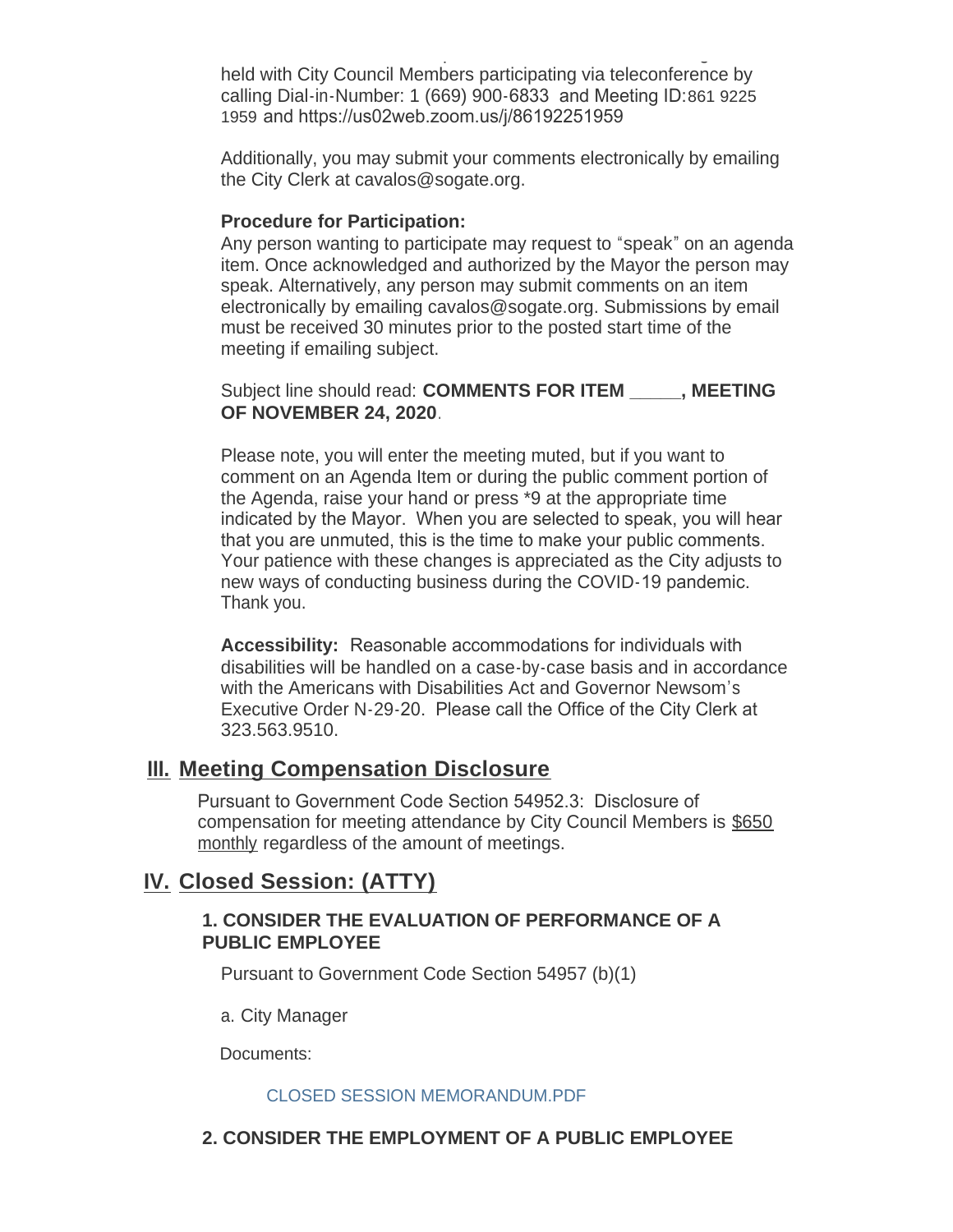held with City Council Members participating via teleconference by calling Dial-in-Number: 1 (669) 900-6833 and Meeting ID: 861 9225 1959 and https://us02web.zoom.us/j/86192251959

Additionally, you may submit your comments electronically by emailing the City Clerk at cavalos@sogate.org.

**Procedure for Participation:**
Any person wanting to participate may request to "speak" on an agenda item. Once acknowledged and authorized by the Mayor the person may speak. Alternatively, any person may submit comments on an item electronically by emailing cavalos@sogate.org. Submissions by email must be received 30 minutes prior to the posted start time of the meeting if emailing subject.

Subject line should read: **COMMENTS FOR ITEM _____, MEETING OF NOVEMBER 24, 2020**.

Please note, you will enter the meeting muted, but if you want to comment on an Agenda Item or during the public comment portion of the Agenda, raise your hand or press *9 at the appropriate time indicated by the Mayor. When you are selected to speak, you will hear that you are unmuted, this is the time to make your public comments. Your patience with these changes is appreciated as the City adjusts to new ways of conducting business during the COVID-19 pandemic. Thank you.

**Accessibility:** Reasonable accommodations for individuals with disabilities will be handled on a case-by-case basis and in accordance with the Americans with Disabilities Act and Governor Newsom's Executive Order N-29-20. Please call the Office of the City Clerk at 323.563.9510.

## III. Meeting Compensation Disclosure

Pursuant to Government Code Section 54952.3: Disclosure of compensation for meeting attendance by City Council Members is $650 monthly regardless of the amount of meetings.

## IV. Closed Session: (ATTY)

### 1. CONSIDER THE EVALUATION OF PERFORMANCE OF A PUBLIC EMPLOYEE

Pursuant to Government Code Section 54957 (b)(1)

a. City Manager

Documents:

CLOSED SESSION MEMORANDUM.PDF

### 2. CONSIDER THE EMPLOYMENT OF A PUBLIC EMPLOYEE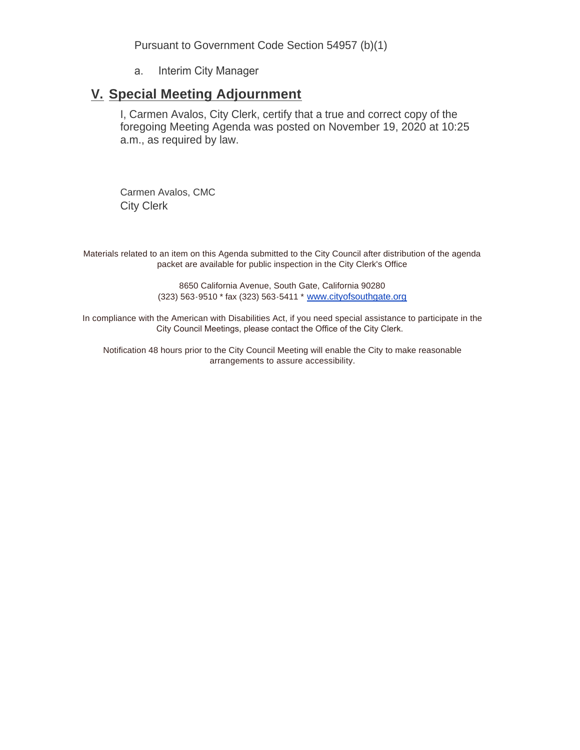Pursuant to Government Code Section 54957 (b)(1)

a. Interim City Manager

## V. Special Meeting Adjournment

I, Carmen Avalos, City Clerk, certify that a true and correct copy of the foregoing Meeting Agenda was posted on November 19, 2020 at 10:25 a.m., as required by law.

Carmen Avalos, CMC
City Clerk

Materials related to an item on this Agenda submitted to the City Council after distribution of the agenda packet are available for public inspection in the City Clerk's Office

8650 California Avenue, South Gate, California 90280
(323) 563-9510 * fax (323) 563-5411 * www.cityofsouthgate.org

In compliance with the American with Disabilities Act, if you need special assistance to participate in the City Council Meetings, please contact the Office of the City Clerk.

Notification 48 hours prior to the City Council Meeting will enable the City to make reasonable arrangements to assure accessibility.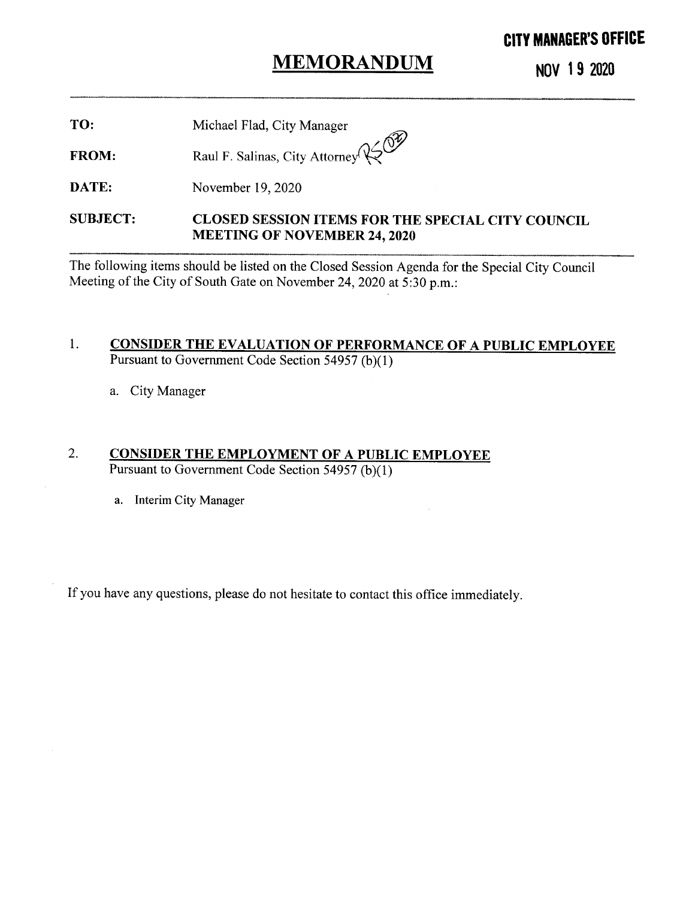**CITY MANAGER'S OFFICE**

**NOV 19 2020**

# MEMORANDUM

**TO:** Michael Flad, City Manager

**FROM:** Raul F. Salinas, City Attorney

**DATE:** November 19, 2020

**SUBJECT:** **CLOSED SESSION ITEMS FOR THE SPECIAL CITY COUNCIL MEETING OF NOVEMBER 24, 2020**

The following items should be listed on the Closed Session Agenda for the Special City Council Meeting of the City of South Gate on November 24, 2020 at 5:30 p.m.:

1. **CONSIDER THE EVALUATION OF PERFORMANCE OF A PUBLIC EMPLOYEE**
   Pursuant to Government Code Section 54957 (b)(1)

   a. City Manager

2. **CONSIDER THE EMPLOYMENT OF A PUBLIC EMPLOYEE**
   Pursuant to Government Code Section 54957 (b)(1)

   a. Interim City Manager

If you have any questions, please do not hesitate to contact this office immediately.